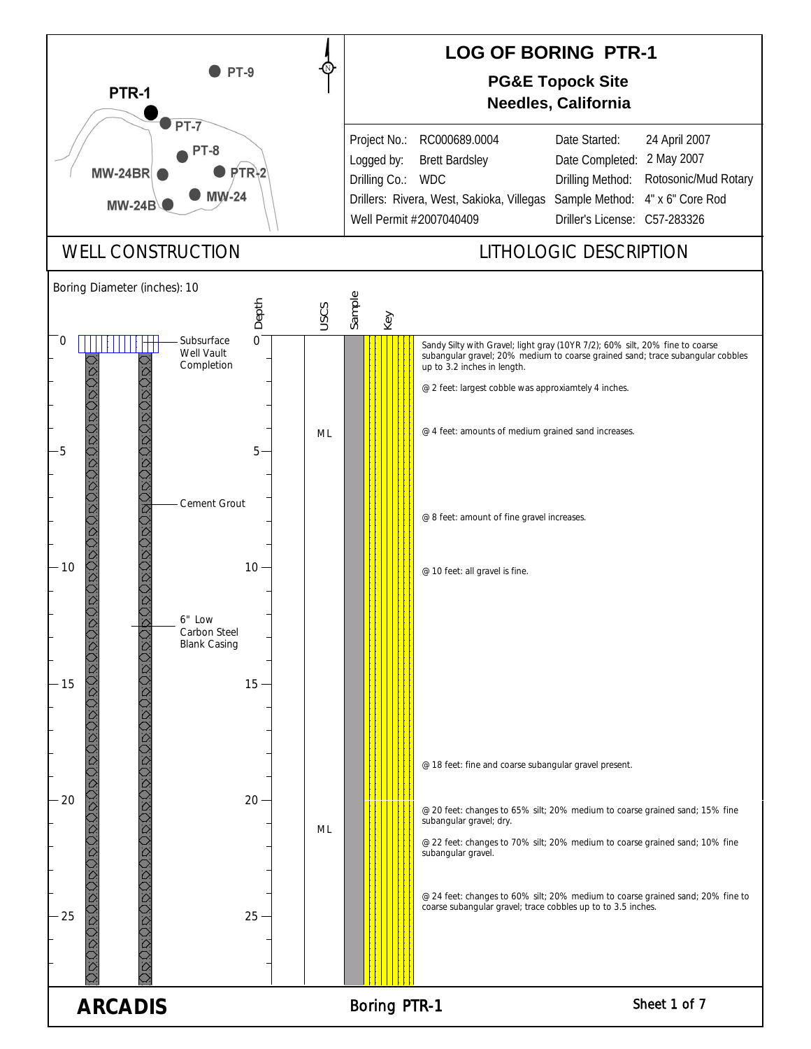# LOG OF BORING PTR-1

**PG&E Topock Site**
**Needles, California**

PT-9, PTR-1, PT-7, PT-8, MW-24BR, PTR-2, MW-24, MW-24B

| | | | |
|---|---|---|---|
| Project No.: | RC000689.0004 | Date Started: | 24 April 2007 |
| Logged by: | Brett Bardsley | Date Completed: | 2 May 2007 |
| Drilling Co.: | WDC | Drilling Method: | Rotosonic/Mud Rotary |
| Drillers: | Rivera, West, Sakioka, Villegas | Sample Method: | 4" x 6" Core Rod |
| Well Permit #2007040409 | | Driller's License: | C57-283326 |

## WELL CONSTRUCTION

Boring Diameter (inches): 10

- 0: Subsurface Well Vault Completion
- Cement Grout
- 6" Low Carbon Steel Blank Casing

## LITHOLOGIC DESCRIPTION

| Depth | USCS | Description |
|---|---|---|
| 0 | ML | Sandy Silty with Gravel; light gray (10YR 7/2); 60% silt, 20% fine to coarse subangular gravel; 20% medium to coarse grained sand; trace subangular cobbles up to 3.2 inches in length. |
| | | @ 2 feet: largest cobble was approxiamtely 4 inches. |
| | | @ 4 feet: amounts of medium grained sand increases. |
| | | @ 8 feet: amount of fine gravel increases. |
| 10 | | @ 10 feet: all gravel is fine. |
| | | @ 18 feet: fine and coarse subangular gravel present. |
| 20 | ML | @ 20 feet: changes to 65% silt; 20% medium to coarse grained sand; 15% fine subangular gravel; dry. |
| | | @ 22 feet: changes to 70% silt; 20% medium to coarse grained sand; 10% fine subangular gravel. |
| | | @ 24 feet: changes to 60% silt; 20% medium to coarse grained sand; 20% fine to coarse subangular gravel; trace cobbles up to to 3.5 inches. |

**ARCADIS** Boring PTR-1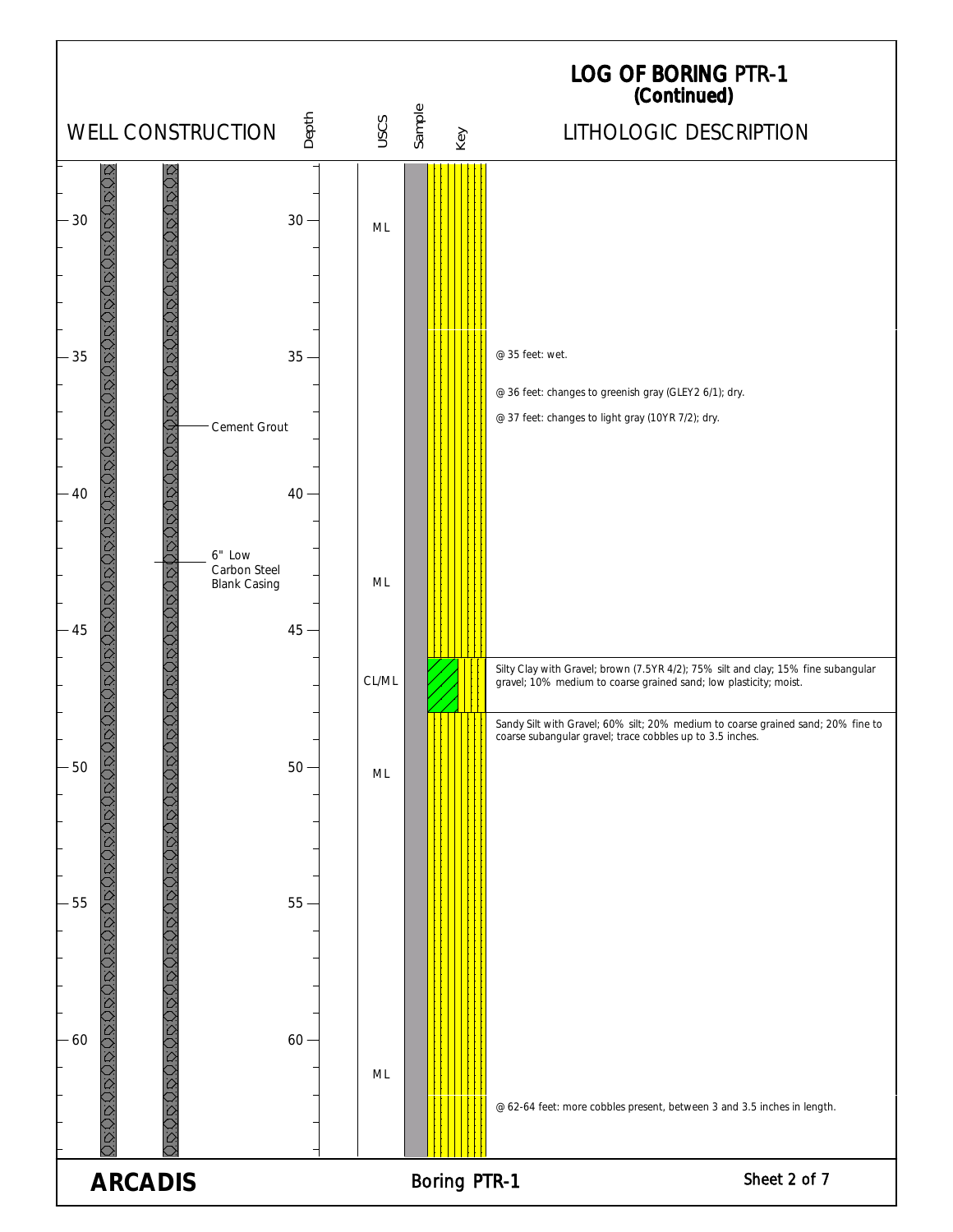# LOG OF BORING PTR-1 (Continued)

| Depth | USCS | Lithologic Description |
| --- | --- | --- |
| 30 | ML | |
| 35 | | @ 35 feet: wet. |
| 36 | | @ 36 feet: changes to greenish gray (GLEY2 6/1); dry. |
| 37 | | @ 37 feet: changes to light gray (10YR 7/2); dry. |
| 43 | ML | |
| 46–48 | CL/ML | Silty Clay with Gravel; brown (7.5YR 4/2); 75% silt and clay; 15% fine subangular gravel; 10% medium to coarse grained sand; low plasticity; moist. |
| 48 | ML | Sandy Silt with Gravel; 60% silt; 20% medium to coarse grained sand; 20% fine to coarse subangular gravel; trace cobbles up to 3.5 inches. |
| 61 | ML | |
| 62–64 | | @ 62-64 feet: more cobbles present, between 3 and 3.5 inches in length. |

**Well Construction:**
- Cement Grout
- 6" Low Carbon Steel Blank Casing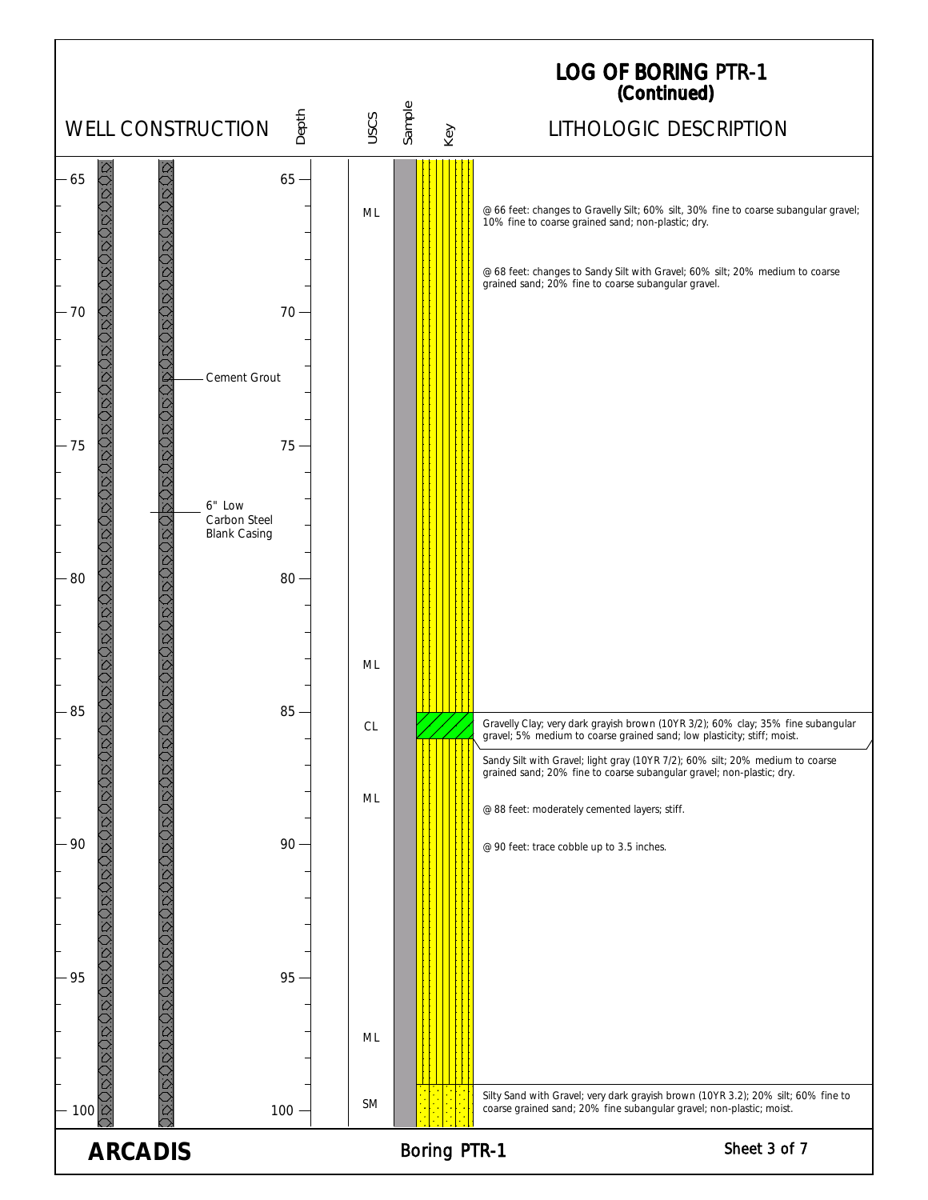# LOG OF BORING PTR-1
## (Continued)

| Depth (ft) | Well Construction | USCS | Lithologic Description |
|---|---|---|---|
| 65–66 | | ML | |
| 66 | Cement Grout; 6" Low Carbon Steel Blank Casing | | @ 66 feet: changes to Gravelly Silt; 60% silt, 30% fine to coarse subangular gravel; 10% fine to coarse grained sand; non-plastic; dry. |
| 68 | | | @ 68 feet: changes to Sandy Silt with Gravel; 60% silt; 20% medium to coarse grained sand; 20% fine to coarse subangular gravel. |
| 83 | | ML | |
| 85 | | CL | Gravelly Clay; very dark grayish brown (10YR 3/2); 60% clay; 35% fine subangular gravel; 5% medium to coarse grained sand; low plasticity; stiff; moist. |
| 86 | | ML | Sandy Silt with Gravel; light gray (10YR 7/2); 60% silt; 20% medium to coarse grained sand; 20% fine to coarse subangular gravel; non-plastic; dry. |
| 88 | | | @ 88 feet: moderately cemented layers; stiff. |
| 90 | | | @ 90 feet: trace cobble up to 3.5 inches. |
| 97 | | ML | |
| 99 | | SM | Silty Sand with Gravel; very dark grayish brown (10YR 3.2); 20% silt; 60% fine to coarse grained sand; 20% fine subangular gravel; non-plastic; moist. |

**ARCADIS**

Boring PTR-1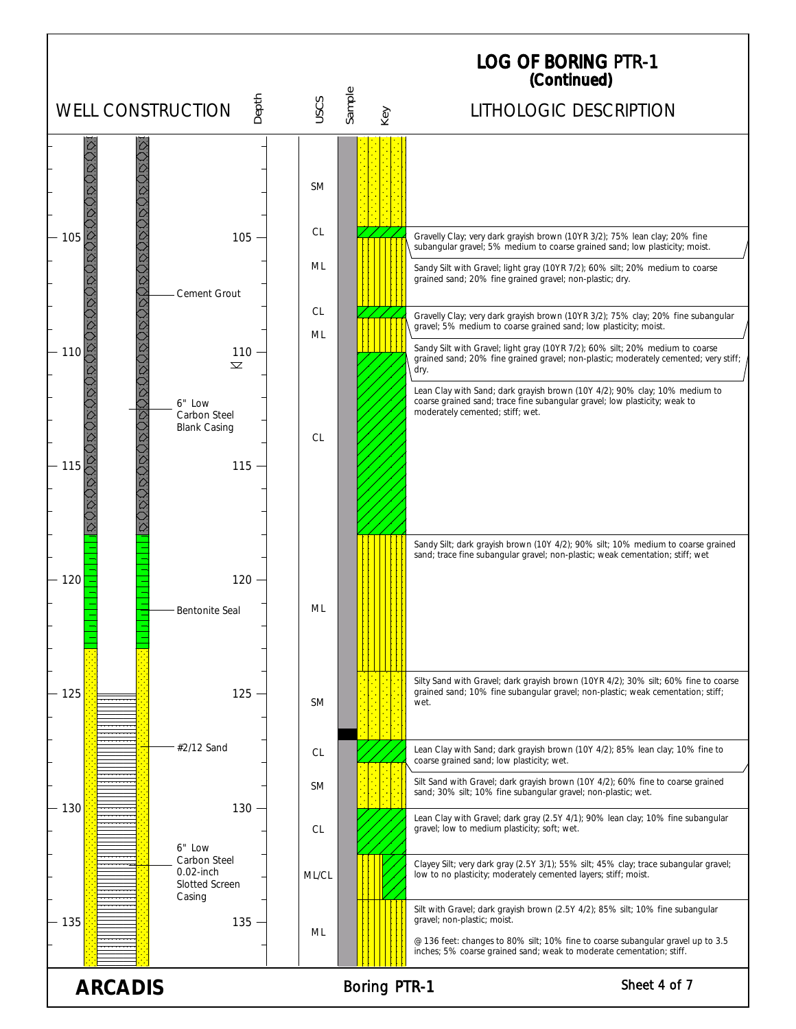# LOG OF BORING PTR-1
## (Continued)

| Depth (ft) | USCS | Lithologic Description |
|---|---|---|
| ~101–105 | SM | |
| 105 | CL | Gravelly Clay; very dark grayish brown (10YR 3/2); 75% lean clay; 20% fine subangular gravel; 5% medium to coarse grained sand; low plasticity; moist. |
| | ML | Sandy Silt with Gravel; light gray (10YR 7/2); 60% silt; 20% medium to coarse grained sand; 20% fine grained gravel; non-plastic; dry. |
| | CL | Gravelly Clay; very dark grayish brown (10YR 3/2); 75% clay; 20% fine subangular gravel; 5% medium to coarse grained sand; low plasticity; moist. |
| | ML | Sandy Silt with Gravel; light gray (10YR 7/2); 60% silt; 20% medium to coarse grained sand; 20% fine grained gravel; non-plastic; moderately cemented; very stiff; dry. |
| 110 | CL | Lean Clay with Sand; dark grayish brown (10Y 4/2); 90% clay; 10% medium to coarse grained sand; trace fine subangular gravel; low plasticity; weak to moderately cemented; stiff; wet. |
| | ML | Sandy Silt; dark grayish brown (10Y 4/2); 90% silt; 10% medium to coarse grained sand; trace fine subangular gravel; non-plastic; weak cementation; stiff; wet |
| | SM | Silty Sand with Gravel; dark grayish brown (10YR 4/2); 30% silt; 60% fine to coarse grained sand; 10% fine subangular gravel; non-plastic; weak cementation; stiff; wet. |
| | CL | Lean Clay with Sand; dark grayish brown (10Y 4/2); 85% lean clay; 10% fine to coarse grained sand; low plasticity; wet. |
| | SM | Silt Sand with Gravel; dark grayish brown (10Y 4/2); 60% fine to coarse grained sand; 30% silt; 10% fine subangular gravel; non-plastic; wet. |
| 130 | CL | Lean Clay with Gravel; dark gray (2.5Y 4/1); 90% lean clay; 10% fine subangular gravel; low to medium plasticity; soft; wet. |
| | ML/CL | Clayey Silt; very dark gray (2.5Y 3/1); 55% silt; 45% clay; trace subangular gravel; low to no plasticity; moderately cemented layers; stiff; moist. |
| | ML | Silt with Gravel; dark grayish brown (2.5Y 4/2); 85% silt; 10% fine subangular gravel; non-plastic; moist.<br><br>@ 136 feet: changes to 80% silt; 10% fine to coarse subangular gravel up to 3.5 inches; 5% coarse grained sand; weak to moderate cementation; stiff. |

**Well Construction:**

- Cement Grout (to ~118 ft)
- 6" Low Carbon Steel Blank Casing
- Bentonite Seal (~118 to ~123 ft)
- #2/12 Sand (from ~123 ft)
- 6" Low Carbon Steel 0.02-inch Slotted Screen Casing (from ~125 ft)

Water level symbol (▽) at approximately 110 ft.

**ARCADIS** — Boring PTR-1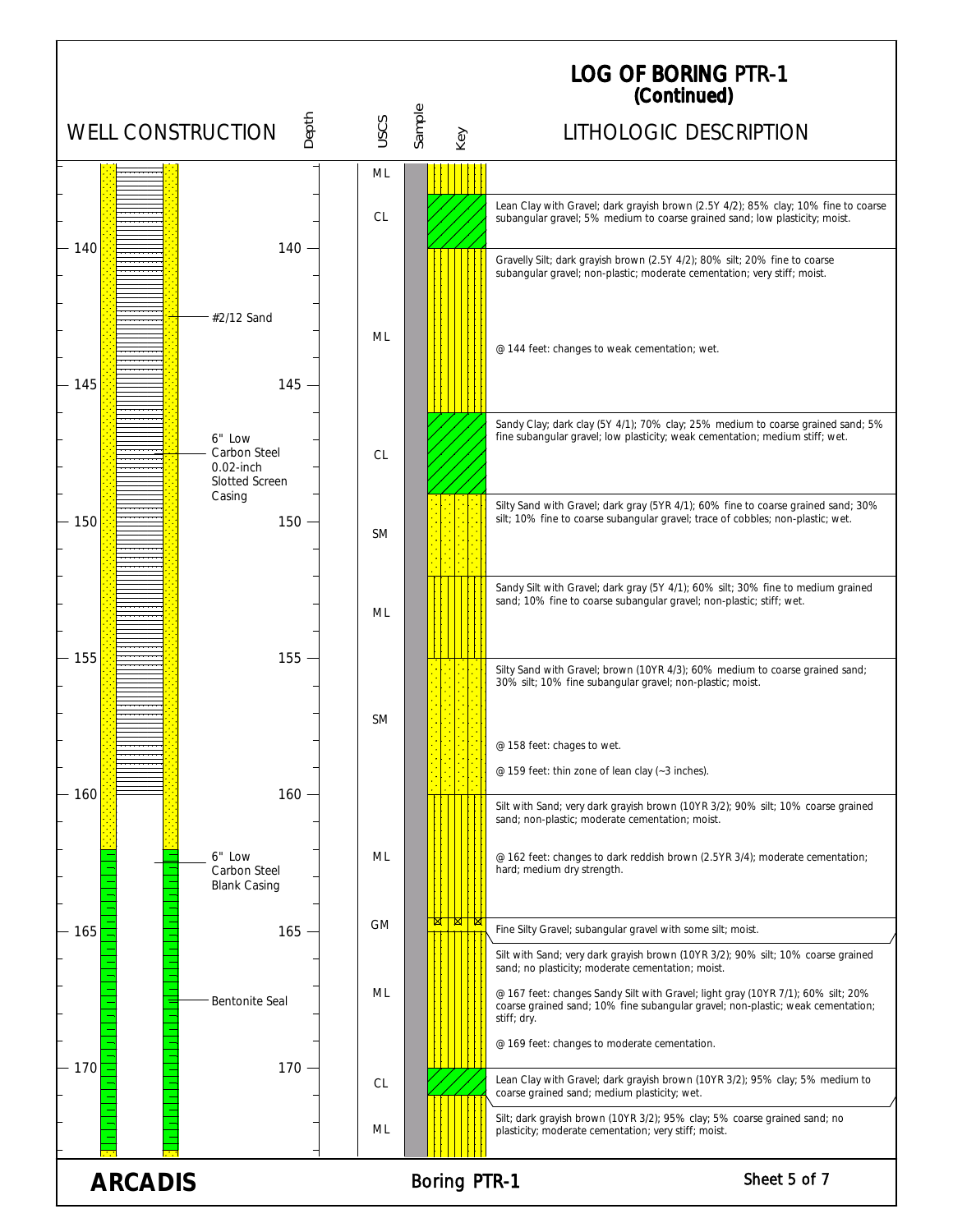# LOG OF BORING PTR-1
## (Continued)

| Depth (ft) | Well Construction | USCS | Lithologic Description |
|---|---|---|---|
| ~137–138 | #2/12 Sand; 6" Low Carbon Steel 0.02-inch Slotted Screen Casing | ML | |
| ~138–140 | | CL | Lean Clay with Gravel; dark grayish brown (2.5Y 4/2); 85% clay; 10% fine to coarse subangular gravel; 5% medium to coarse grained sand; low plasticity; moist. |
| 140–146 | | ML | Gravelly Silt; dark grayish brown (2.5Y 4/2); 80% silt; 20% fine to coarse subangular gravel; non-plastic; moderate cementation; very stiff; moist.<br>@ 144 feet: changes to weak cementation; wet. |
| 146–149 | | CL | Sandy Clay; dark clay (5Y 4/1); 70% clay; 25% medium to coarse grained sand; 5% fine subangular gravel; low plasticity; weak cementation; medium stiff; wet. |
| 149–152 | | SM | Silty Sand with Gravel; dark gray (5YR 4/1); 60% fine to coarse grained sand; 30% silt; 10% fine to coarse subangular gravel; trace of cobbles; non-plastic; wet. |
| 152–155 | | ML | Sandy Silt with Gravel; dark gray (5Y 4/1); 60% silt; 30% fine to medium grained sand; 10% fine to coarse subangular gravel; non-plastic; stiff; wet. |
| 155–160 | | SM | Silty Sand with Gravel; brown (10YR 4/3); 60% medium to coarse grained sand; 30% silt; 10% fine subangular gravel; non-plastic; moist.<br>@ 158 feet: chages to wet.<br>@ 159 feet: thin zone of lean clay (~3 inches). |
| 160–164.5 | 6" Low Carbon Steel Blank Casing (from ~162) | ML | Silt with Sand; very dark grayish brown (10YR 3/2); 90% silt; 10% coarse grained sand; non-plastic; moderate cementation; moist.<br>@ 162 feet: changes to dark reddish brown (2.5YR 3/4); moderate cementation; hard; medium dry strength. |
| ~164.5–165 | | GM | Fine Silty Gravel; subangular gravel with some silt; moist. |
| 165–170 | Bentonite Seal | ML | Silt with Sand; very dark grayish brown (10YR 3/2); 90% silt; 10% coarse grained sand; no plasticity; moderate cementation; moist.<br>@ 167 feet: changes Sandy Silt with Gravel; light gray (10YR 7/1); 60% silt; 20% coarse grained sand; 10% fine subangular gravel; non-plastic; weak cementation; stiff; dry.<br>@ 169 feet: changes to moderate cementation. |
| 170–171 | | CL | Lean Clay with Gravel; dark grayish brown (10YR 3/2); 95% clay; 5% medium to coarse grained sand; medium plasticity; wet. |
| 171–173 | | ML | Silt; dark grayish brown (10YR 3/2); 95% clay; 5% coarse grained sand; no plasticity; moderate cementation; very stiff; moist. |

**ARCADIS** — Boring PTR-1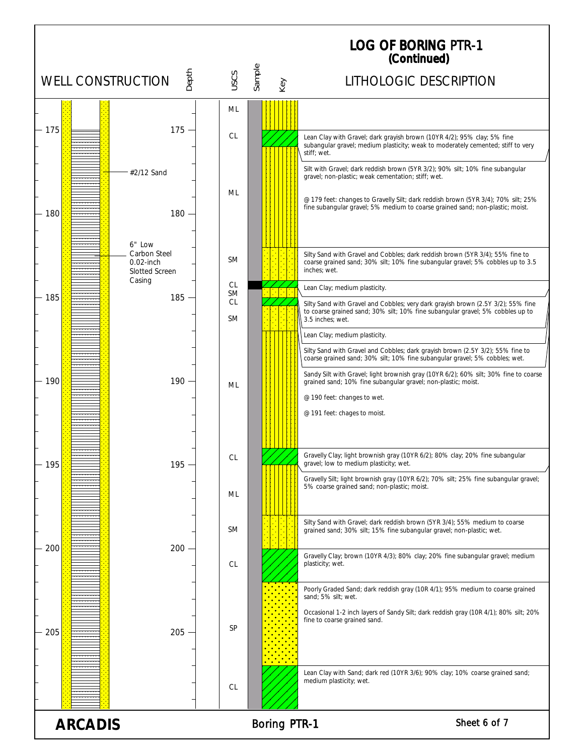# LOG OF BORING PTR-1 (Continued)

| Depth | USCS | LITHOLOGIC DESCRIPTION |
|---|---|---|
| 174 | ML | |
| 175 | CL | Lean Clay with Gravel; dark grayish brown (10YR 4/2); 95% clay; 5% fine subangular gravel; medium plasticity; weak to moderately cemented; stiff to very stiff; wet. |
| 176 | ML | Silt with Gravel; dark reddish brown (5YR 3/2); 90% silt; 10% fine subangular gravel; non-plastic; weak cementation; stiff; wet.<br><br>@ 179 feet: changes to Gravelly Silt; dark reddish brown (5YR 3/4); 70% silt; 25% fine subangular gravel; 5% medium to coarse grained sand; non-plastic; moist. |
| 182 | SM | Silty Sand with Gravel and Cobbles; dark reddish brown (5YR 3/4); 55% fine to coarse grained sand; 30% silt; 10% fine subangular gravel; 5% cobbles up to 3.5 inches; wet. |
| 184 | CL | Lean Clay; medium plasticity. |
| 184.5 | SM | Silty Sand with Gravel and Cobbles; very dark grayish brown (2.5Y 3/2); 55% fine to coarse grained sand; 30% silt; 10% fine subangular gravel; 5% cobbles up to 3.5 inches; wet. |
| 185 | CL | Lean Clay; medium plasticity. |
| 185.5 | SM | Silty Sand with Gravel and Cobbles; dark grayish brown (2.5Y 3/2); 55% fine to coarse grained sand; 30% silt; 10% fine subangular gravel; 5% cobbles; wet. |
| 186 | ML | Sandy Silt with Gravel; light brownish gray (10YR 6/2); 60% silt; 30% fine to coarse grained sand; 10% fine subangular gravel; non-plastic; moist.<br><br>@ 190 feet: changes to wet.<br><br>@ 191 feet: chages to moist. |
| 194 | CL | Gravelly Clay; light brownish gray (10YR 6/2); 80% clay; 20% fine subangular gravel; low to medium plasticity; wet. |
| 195 | ML | Gravelly Silt; light brownish gray (10YR 6/2); 70% silt; 25% fine subangular gravel; 5% coarse grained sand; non-plastic; moist. |
| 198 | SM | Silty Sand with Gravel; dark reddish brown (5YR 3/4); 55% medium to coarse grained sand; 30% silt; 15% fine subangular gravel; non-plastic; wet. |
| 200 | CL | Gravelly Clay; brown (10YR 4/3); 80% clay; 20% fine subangular gravel; medium plasticity; wet. |
| 202 | SP | Poorly Graded Sand; dark reddish gray (10R 4/1); 95% medium to coarse grained sand; 5% silt; wet.<br><br>Occasional 1-2 inch layers of Sandy Silt; dark reddish gray (10R 4/1); 80% silt; 20% fine to coarse grained sand. |
| 207 | CL | Lean Clay with Sand; dark red (10YR 3/6); 90% clay; 10% coarse grained sand; medium plasticity; wet. |

**Well Construction:** #2/12 Sand; 6" Low Carbon Steel 0.02-inch Slotted Screen Casing

**ARCADIS** — Boring PTR-1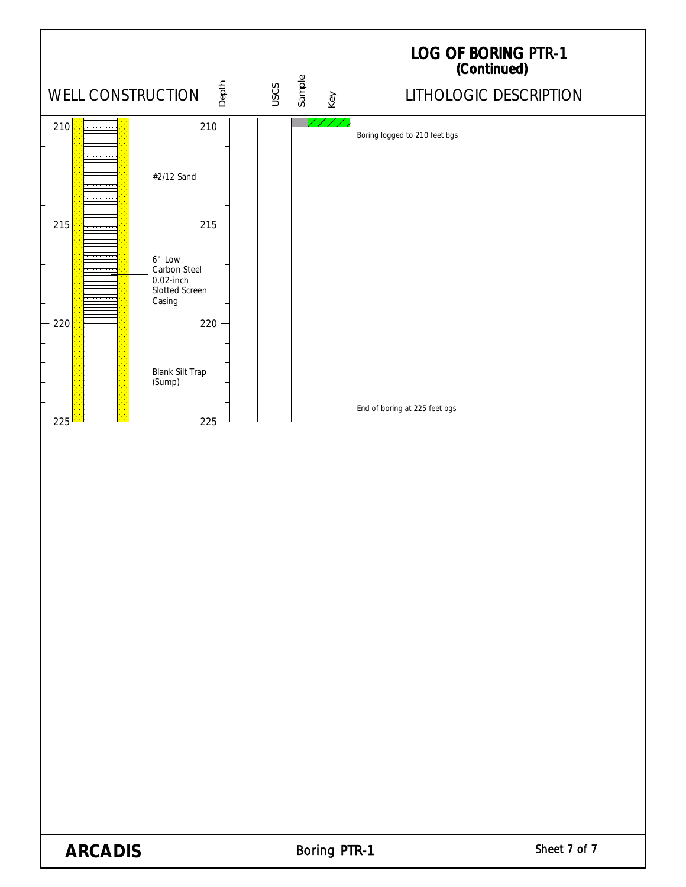# LOG OF BORING PTR-1
## (Continued)

WELL CONSTRUCTION | Depth | USCS | Sample | Key | LITHOLOGIC DESCRIPTION

210

#2/12 Sand

215

6" Low Carbon Steel 0.02-inch Slotted Screen Casing

220

Blank Silt Trap (Sump)

225

Boring logged to 210 feet bgs

End of boring at 225 feet bgs

ARCADIS

Boring PTR-1